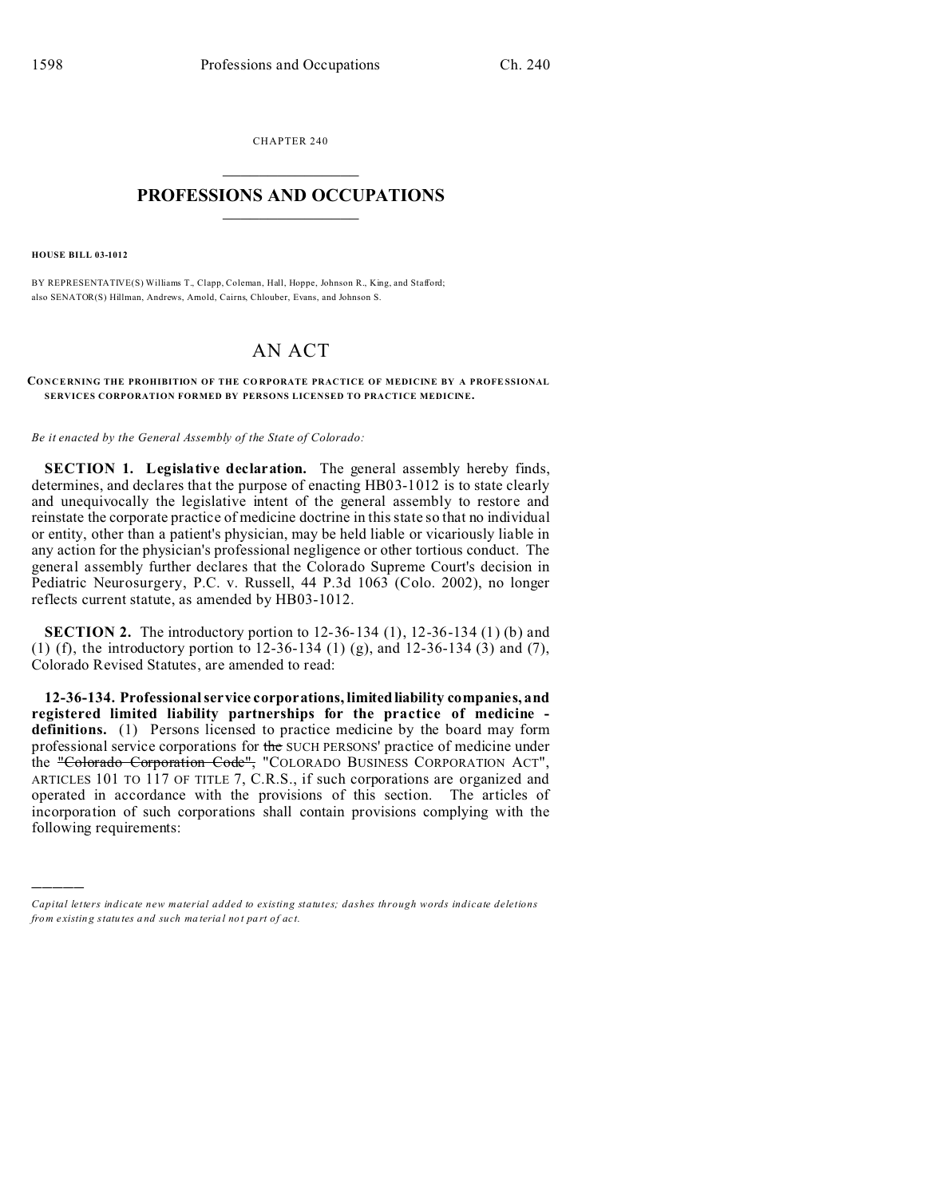CHAPTER 240

# PROFESSIONS AND OCCUPATIONS

**HOUSE BILL 03-1012**

BY REPRESENTATIVE(S) Williams T., Clapp, Coleman, Hall, Hoppe, Johnson R., King, and Stafford; also SENATOR(S) Hillman, Andrews, Arnold, Cairns, Chlouber, Evans, and Johnson S.

# AN ACT

**CONCERNING THE PROHIBITION OF THE CORPORATE PRACTICE OF MEDICINE BY A PROFESSIONAL SERVICES CORPORATION FORMED BY PERSONS LICENSED TO PRACTICE MEDICINE.**

*Be it enacted by the General Assembly of the State of Colorado:*

**SECTION 1. Legislative declaration.** The general assembly hereby finds, determines, and declares that the purpose of enacting HB03-1012 is to state clearly and unequivocally the legislative intent of the general assembly to restore and reinstate the corporate practice of medicine doctrine in this state so that no individual or entity, other than a patient's physician, may be held liable or vicariously liable in any action for the physician's professional negligence or other tortious conduct. The general assembly further declares that the Colorado Supreme Court's decision in Pediatric Neurosurgery, P.C. v. Russell, 44 P.3d 1063 (Colo. 2002), no longer reflects current statute, as amended by HB03-1012.

**SECTION 2.** The introductory portion to 12-36-134 (1), 12-36-134 (1) (b) and (1) (f), the introductory portion to 12-36-134 (1) (g), and 12-36-134 (3) and (7), Colorado Revised Statutes, are amended to read:

**12-36-134. Professional service corporations, limited liability companies, and registered limited liability partnerships for the practice of medicine - definitions.** (1) Persons licensed to practice medicine by the board may form professional service corporations for ~~the~~ SUCH PERSONS' practice of medicine under the ~~"Colorado Corporation Code",~~ "COLORADO BUSINESS CORPORATION ACT", ARTICLES 101 TO 117 OF TITLE 7, C.R.S., if such corporations are organized and operated in accordance with the provisions of this section. The articles of incorporation of such corporations shall contain provisions complying with the following requirements:

---

*Capital letters indicate new material added to existing statutes; dashes through words indicate deletions from existing statutes and such material not part of act.*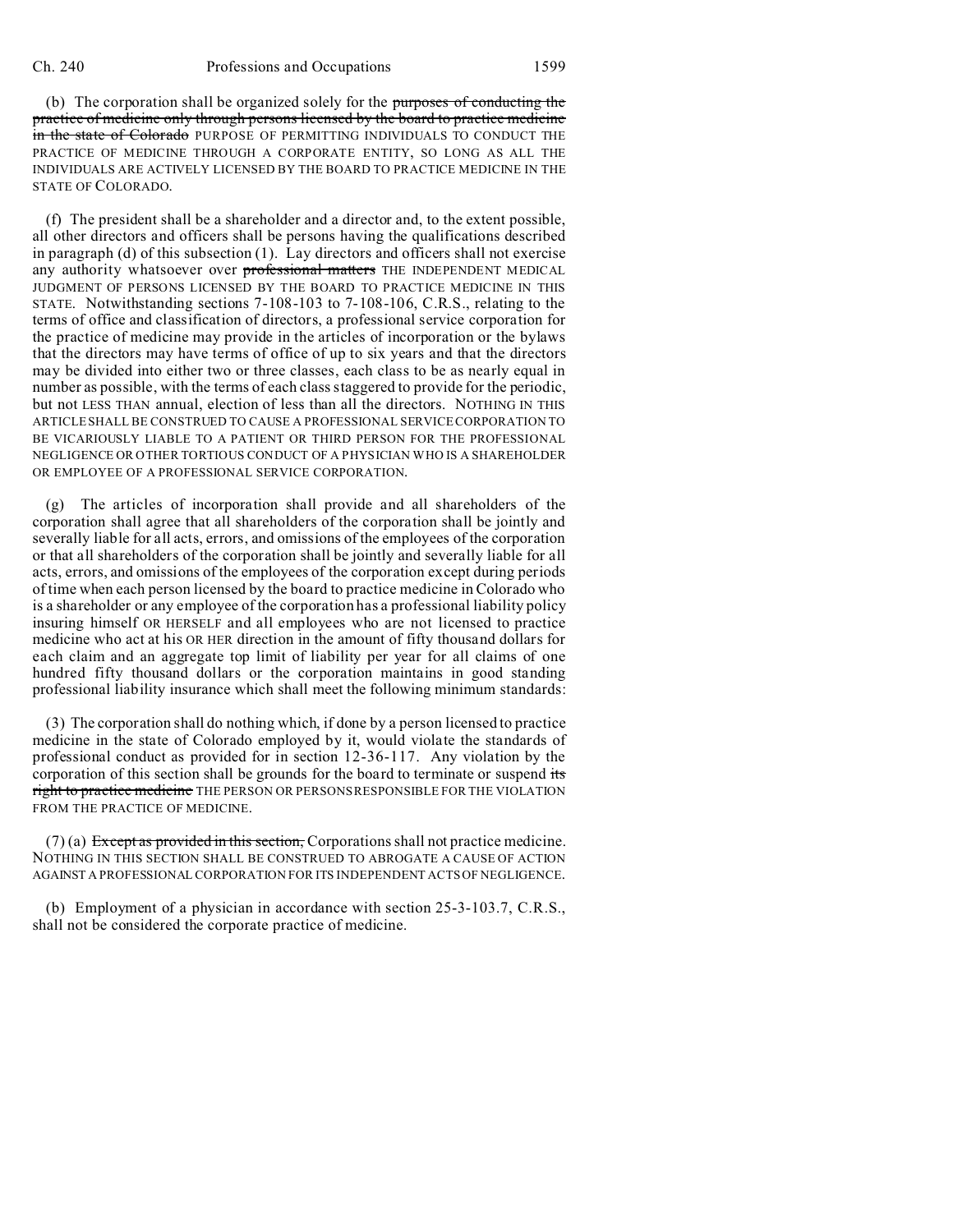(b) The corporation shall be organized solely for the ~~purposes of conducting the practice of medicine only through persons licensed by the board to practice medicine in the state of Colorado~~ PURPOSE OF PERMITTING INDIVIDUALS TO CONDUCT THE PRACTICE OF MEDICINE THROUGH A CORPORATE ENTITY, SO LONG AS ALL THE INDIVIDUALS ARE ACTIVELY LICENSED BY THE BOARD TO PRACTICE MEDICINE IN THE STATE OF COLORADO.

(f) The president shall be a shareholder and a director and, to the extent possible, all other directors and officers shall be persons having the qualifications described in paragraph (d) of this subsection (1). Lay directors and officers shall not exercise any authority whatsoever over ~~professional matters~~ THE INDEPENDENT MEDICAL JUDGMENT OF PERSONS LICENSED BY THE BOARD TO PRACTICE MEDICINE IN THIS STATE. Notwithstanding sections 7-108-103 to 7-108-106, C.R.S., relating to the terms of office and classification of directors, a professional service corporation for the practice of medicine may provide in the articles of incorporation or the bylaws that the directors may have terms of office of up to six years and that the directors may be divided into either two or three classes, each class to be as nearly equal in number as possible, with the terms of each class staggered to provide for the periodic, but not LESS THAN annual, election of less than all the directors. NOTHING IN THIS ARTICLE SHALL BE CONSTRUED TO CAUSE A PROFESSIONAL SERVICE CORPORATION TO BE VICARIOUSLY LIABLE TO A PATIENT OR THIRD PERSON FOR THE PROFESSIONAL NEGLIGENCE OR OTHER TORTIOUS CONDUCT OF A PHYSICIAN WHO IS A SHAREHOLDER OR EMPLOYEE OF A PROFESSIONAL SERVICE CORPORATION.

(g) The articles of incorporation shall provide and all shareholders of the corporation shall agree that all shareholders of the corporation shall be jointly and severally liable for all acts, errors, and omissions of the employees of the corporation or that all shareholders of the corporation shall be jointly and severally liable for all acts, errors, and omissions of the employees of the corporation except during periods of time when each person licensed by the board to practice medicine in Colorado who is a shareholder or any employee of the corporation has a professional liability policy insuring himself OR HERSELF and all employees who are not licensed to practice medicine who act at his OR HER direction in the amount of fifty thousand dollars for each claim and an aggregate top limit of liability per year for all claims of one hundred fifty thousand dollars or the corporation maintains in good standing professional liability insurance which shall meet the following minimum standards:

(3) The corporation shall do nothing which, if done by a person licensed to practice medicine in the state of Colorado employed by it, would violate the standards of professional conduct as provided for in section 12-36-117. Any violation by the corporation of this section shall be grounds for the board to terminate or suspend ~~its right to practice medicine~~ THE PERSON OR PERSONS RESPONSIBLE FOR THE VIOLATION FROM THE PRACTICE OF MEDICINE.

(7) (a) ~~Except as provided in this section,~~ Corporations shall not practice medicine. NOTHING IN THIS SECTION SHALL BE CONSTRUED TO ABROGATE A CAUSE OF ACTION AGAINST A PROFESSIONAL CORPORATION FOR ITS INDEPENDENT ACTS OF NEGLIGENCE.

(b) Employment of a physician in accordance with section 25-3-103.7, C.R.S., shall not be considered the corporate practice of medicine.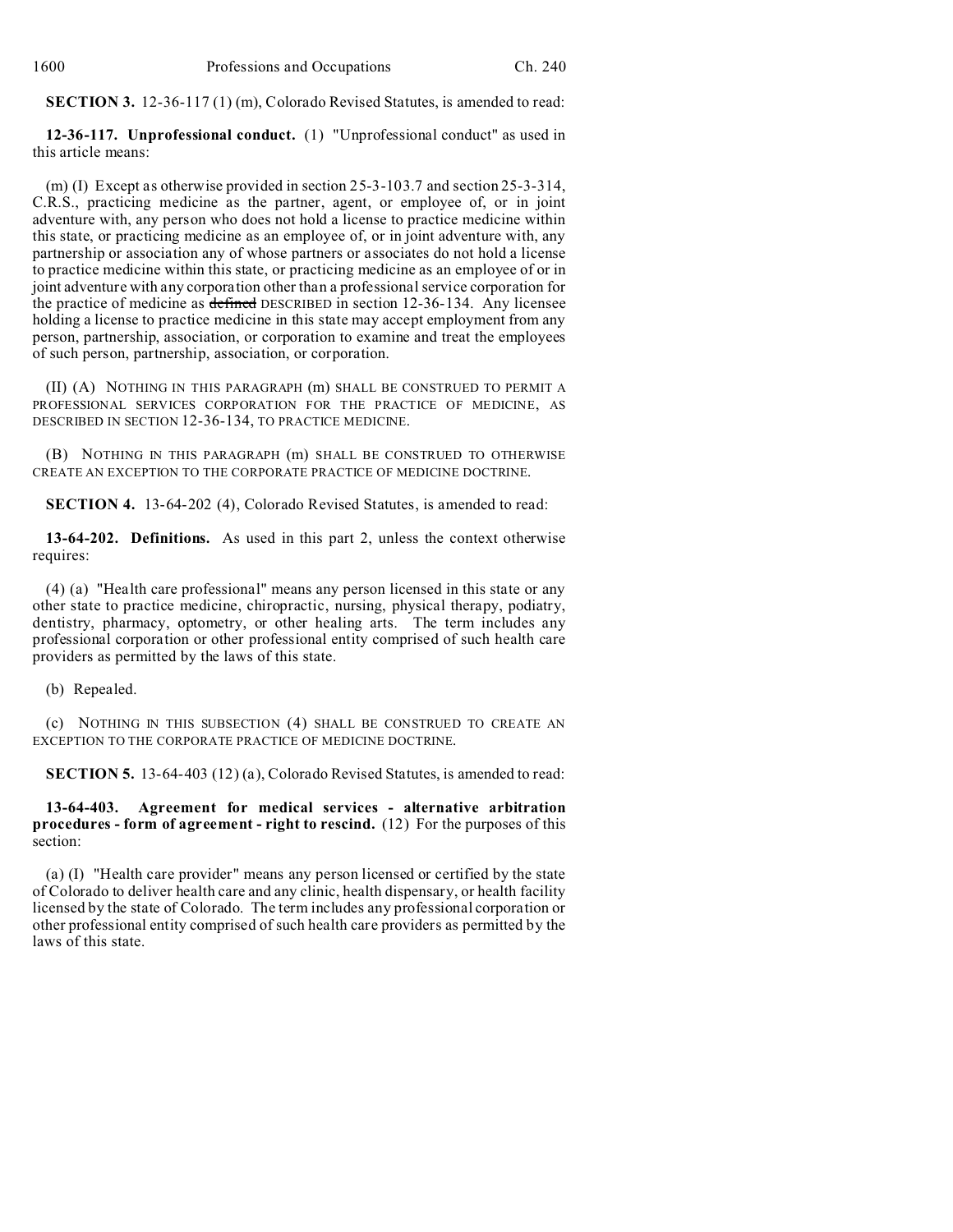**SECTION 3.** 12-36-117 (1) (m), Colorado Revised Statutes, is amended to read:

**12-36-117. Unprofessional conduct.** (1) "Unprofessional conduct" as used in this article means:

(m) (I) Except as otherwise provided in section 25-3-103.7 and section 25-3-314, C.R.S., practicing medicine as the partner, agent, or employee of, or in joint adventure with, any person who does not hold a license to practice medicine within this state, or practicing medicine as an employee of, or in joint adventure with, any partnership or association any of whose partners or associates do not hold a license to practice medicine within this state, or practicing medicine as an employee of or in joint adventure with any corporation other than a professional service corporation for the practice of medicine as ~~defined~~ DESCRIBED in section 12-36-134. Any licensee holding a license to practice medicine in this state may accept employment from any person, partnership, association, or corporation to examine and treat the employees of such person, partnership, association, or corporation.

(II) (A) NOTHING IN THIS PARAGRAPH (m) SHALL BE CONSTRUED TO PERMIT A PROFESSIONAL SERVICES CORPORATION FOR THE PRACTICE OF MEDICINE, AS DESCRIBED IN SECTION 12-36-134, TO PRACTICE MEDICINE.

(B) NOTHING IN THIS PARAGRAPH (m) SHALL BE CONSTRUED TO OTHERWISE CREATE AN EXCEPTION TO THE CORPORATE PRACTICE OF MEDICINE DOCTRINE.

**SECTION 4.** 13-64-202 (4), Colorado Revised Statutes, is amended to read:

**13-64-202. Definitions.** As used in this part 2, unless the context otherwise requires:

(4) (a) "Health care professional" means any person licensed in this state or any other state to practice medicine, chiropractic, nursing, physical therapy, podiatry, dentistry, pharmacy, optometry, or other healing arts. The term includes any professional corporation or other professional entity comprised of such health care providers as permitted by the laws of this state.

(b) Repealed.

(c) NOTHING IN THIS SUBSECTION (4) SHALL BE CONSTRUED TO CREATE AN EXCEPTION TO THE CORPORATE PRACTICE OF MEDICINE DOCTRINE.

**SECTION 5.** 13-64-403 (12) (a), Colorado Revised Statutes, is amended to read:

**13-64-403. Agreement for medical services - alternative arbitration procedures - form of agreement - right to rescind.** (12) For the purposes of this section:

(a) (I) "Health care provider" means any person licensed or certified by the state of Colorado to deliver health care and any clinic, health dispensary, or health facility licensed by the state of Colorado. The term includes any professional corporation or other professional entity comprised of such health care providers as permitted by the laws of this state.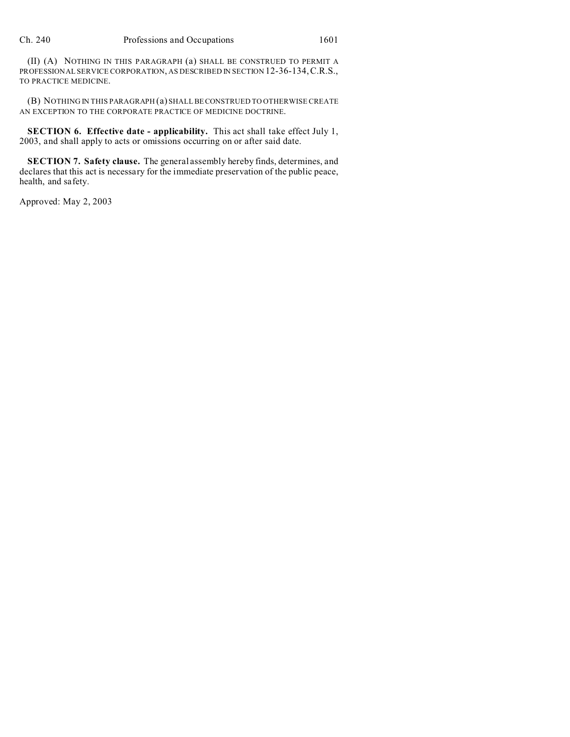(II) (A) NOTHING IN THIS PARAGRAPH (a) SHALL BE CONSTRUED TO PERMIT A PROFESSIONAL SERVICE CORPORATION, AS DESCRIBED IN SECTION 12-36-134, C.R.S., TO PRACTICE MEDICINE.

(B) NOTHING IN THIS PARAGRAPH (a) SHALL BE CONSTRUED TO OTHERWISE CREATE AN EXCEPTION TO THE CORPORATE PRACTICE OF MEDICINE DOCTRINE.

**SECTION 6. Effective date - applicability.** This act shall take effect July 1, 2003, and shall apply to acts or omissions occurring on or after said date.

**SECTION 7. Safety clause.** The general assembly hereby finds, determines, and declares that this act is necessary for the immediate preservation of the public peace, health, and safety.

Approved: May 2, 2003